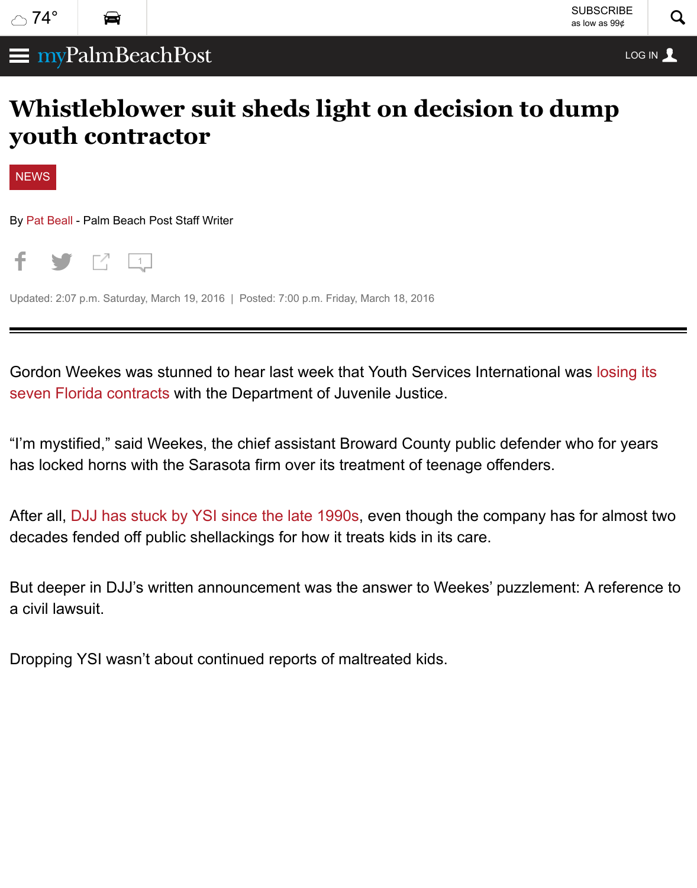# Whistleblower suit sheds light on decision to dump youth contractor

NEWS

By Pat Beall - Palm Beach Post Staff Writer

Updated: 2:07 p.m. Saturday, March 19, 2016 | Posted: 7:00 p.m. Friday, March 18, 2016

Gordon Weekes was stunned to hear last week that Youth Services International was losing its seven Florida contracts with the Department of Juvenile Justice.

"I'm mystified," said Weekes, the chief assistant Broward County public defender who for years has locked horns with the Sarasota firm over its treatment of teenage offenders.

After all, DJJ has stuck by YSI since the late 1990s, even though the company has for almost two decades fended off public shellackings for how it treats kids in its care.

But deeper in DJJ's written announcement was the answer to Weekes' puzzlement: A reference to a civil lawsuit.

Dropping YSI wasn't about continued reports of maltreated kids.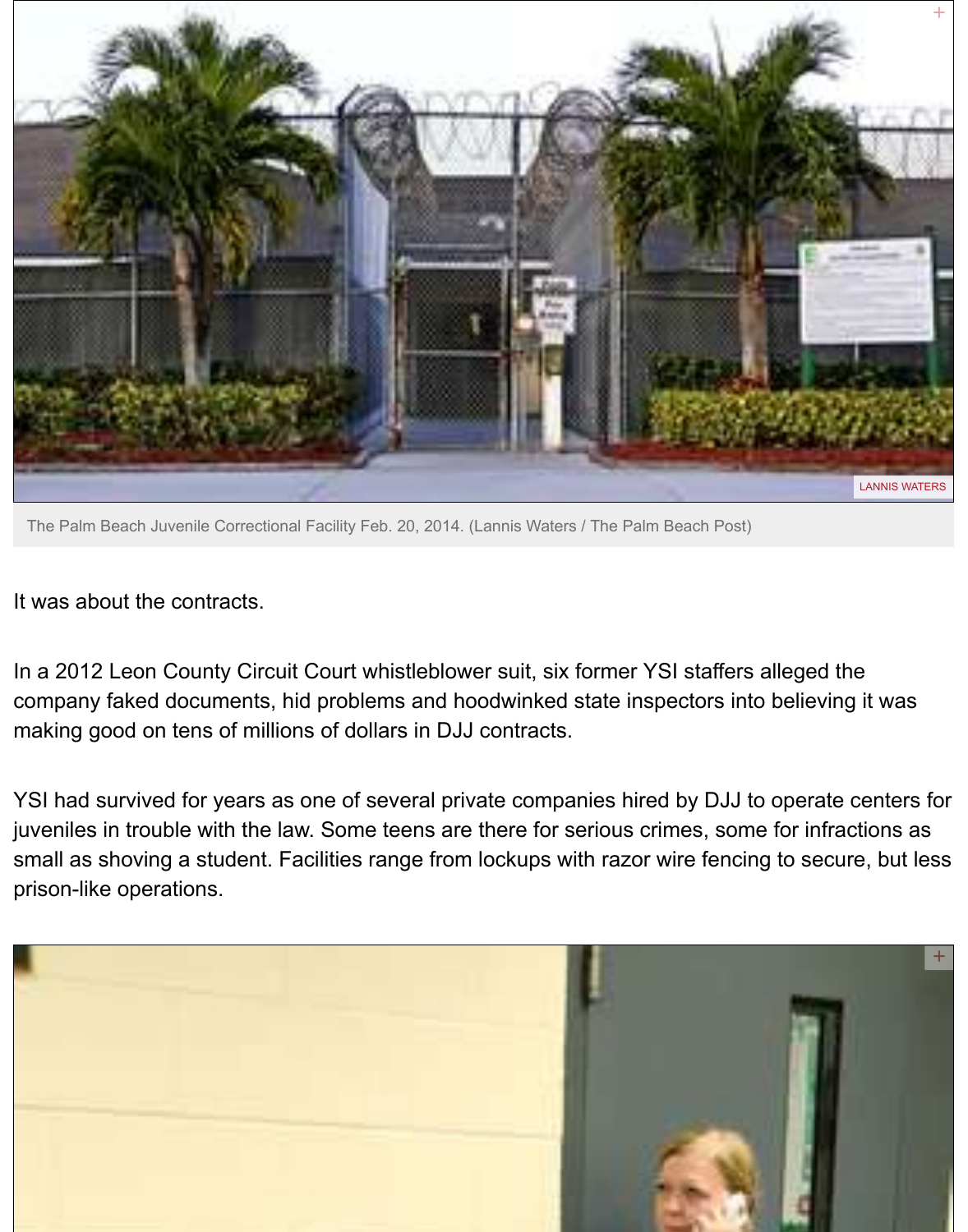The Palm Beach Juvenile Correctional Facility Feb. 20, 2014. (Lannis Waters / The Palm Beach Post)

It was about the contracts.

In a 2012 Leon County Circuit Court whistleblower suit, six former YSI staffers alleged the company faked documents, hid problems and hoodwinked state inspectors into believing it was making good on tens of millions of dollars in DJJ contracts.

YSI had survived for years as one of several private companies hired by DJJ to operate centers for juveniles in trouble with the law. Some teens are there for serious crimes, some for infractions as small as shoving a student. Facilities range from lockups with razor wire fencing to secure, but less prison-like operations.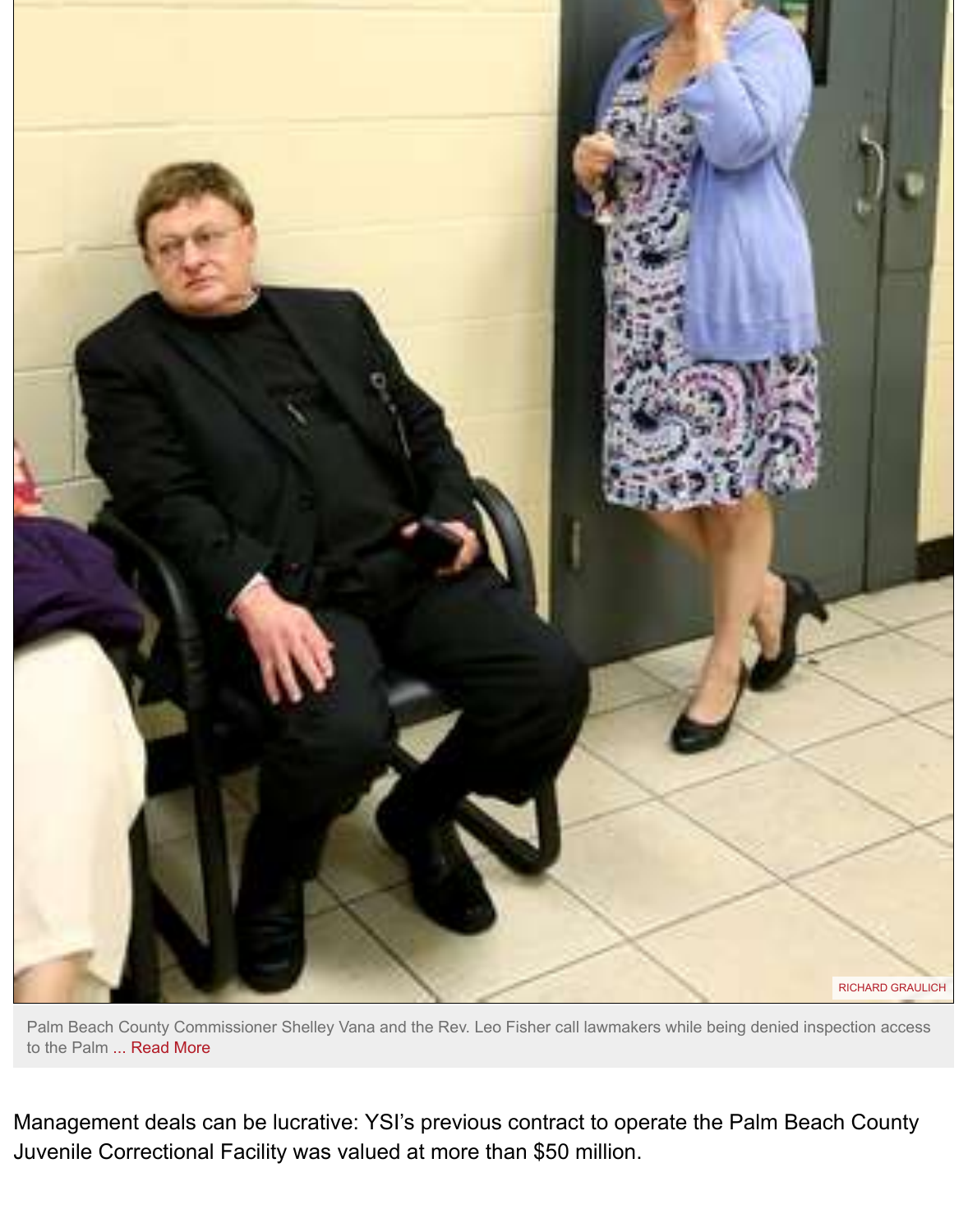RICHARD GRAULICH

Palm Beach County Commissioner Shelley Vana and the Rev. Leo Fisher call lawmakers while being denied inspection access to the Palm ... Read More

Management deals can be lucrative: YSI's previous contract to operate the Palm Beach County Juvenile Correctional Facility was valued at more than $50 million.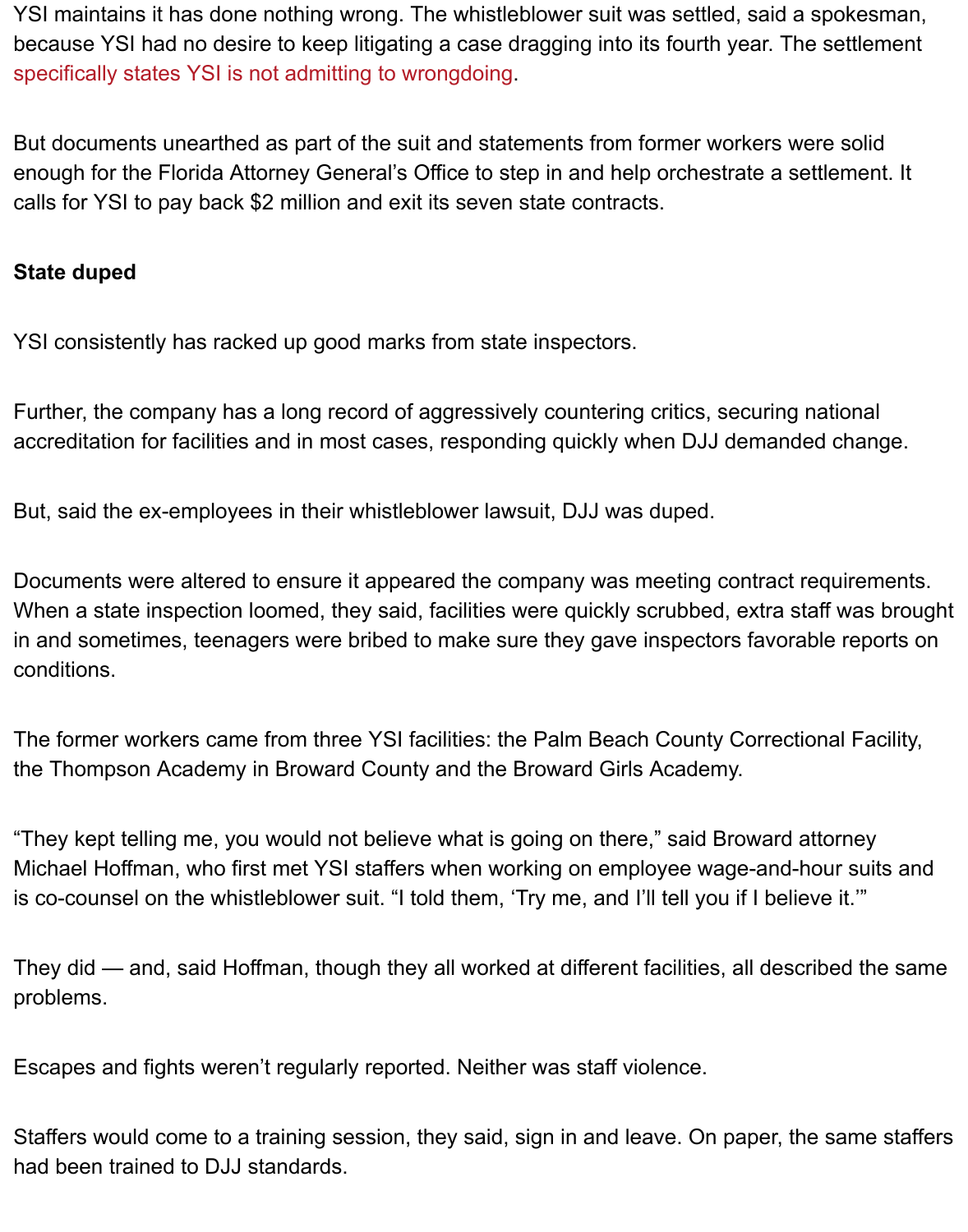YSI maintains it has done nothing wrong. The whistleblower suit was settled, said a spokesman, because YSI had no desire to keep litigating a case dragging into its fourth year. The settlement specifically states YSI is not admitting to wrongdoing.

But documents unearthed as part of the suit and statements from former workers were solid enough for the Florida Attorney General's Office to step in and help orchestrate a settlement. It calls for YSI to pay back $2 million and exit its seven state contracts.

**State duped**

YSI consistently has racked up good marks from state inspectors.

Further, the company has a long record of aggressively countering critics, securing national accreditation for facilities and in most cases, responding quickly when DJJ demanded change.

But, said the ex-employees in their whistleblower lawsuit, DJJ was duped.

Documents were altered to ensure it appeared the company was meeting contract requirements. When a state inspection loomed, they said, facilities were quickly scrubbed, extra staff was brought in and sometimes, teenagers were bribed to make sure they gave inspectors favorable reports on conditions.

The former workers came from three YSI facilities: the Palm Beach County Correctional Facility, the Thompson Academy in Broward County and the Broward Girls Academy.

"They kept telling me, you would not believe what is going on there," said Broward attorney Michael Hoffman, who first met YSI staffers when working on employee wage-and-hour suits and is co-counsel on the whistleblower suit. "I told them, 'Try me, and I'll tell you if I believe it.'"

They did — and, said Hoffman, though they all worked at different facilities, all described the same problems.

Escapes and fights weren't regularly reported. Neither was staff violence.

Staffers would come to a training session, they said, sign in and leave. On paper, the same staffers had been trained to DJJ standards.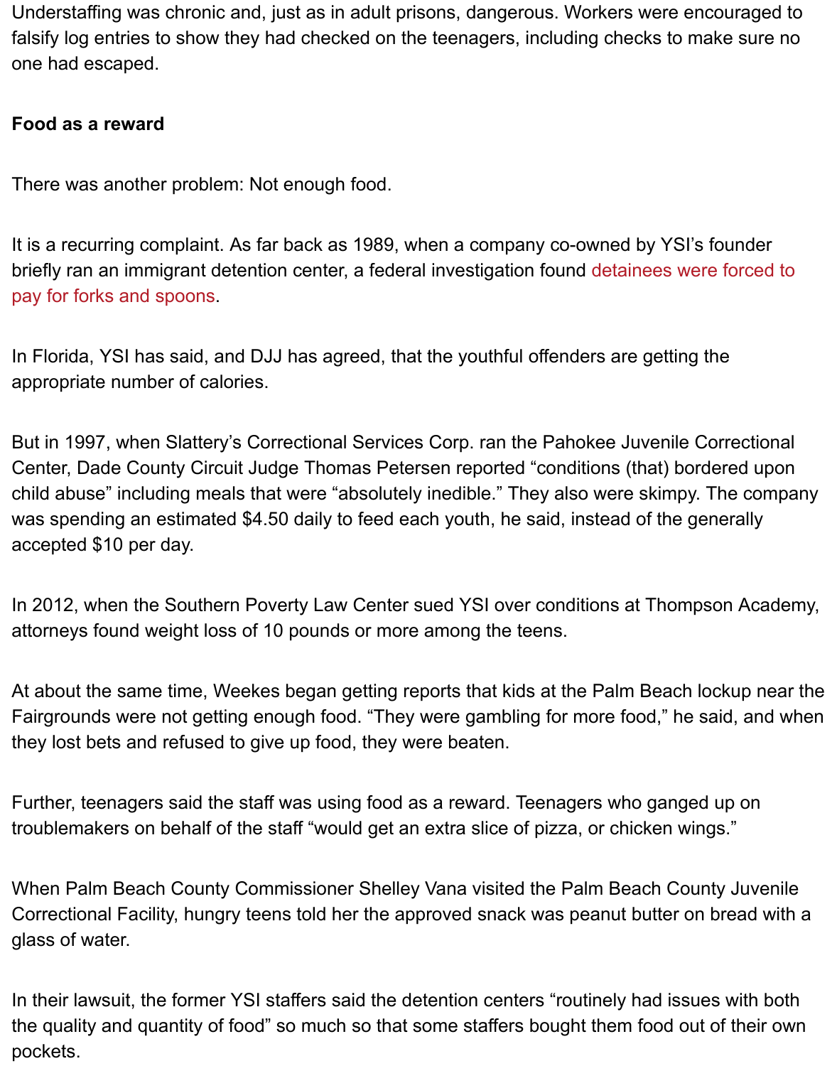Understaffing was chronic and, just as in adult prisons, dangerous. Workers were encouraged to falsify log entries to show they had checked on the teenagers, including checks to make sure no one had escaped.

**Food as a reward**

There was another problem: Not enough food.

It is a recurring complaint. As far back as 1989, when a company co-owned by YSI's founder briefly ran an immigrant detention center, a federal investigation found detainees were forced to pay for forks and spoons.

In Florida, YSI has said, and DJJ has agreed, that the youthful offenders are getting the appropriate number of calories.

But in 1997, when Slattery's Correctional Services Corp. ran the Pahokee Juvenile Correctional Center, Dade County Circuit Judge Thomas Petersen reported "conditions (that) bordered upon child abuse" including meals that were "absolutely inedible." They also were skimpy. The company was spending an estimated $4.50 daily to feed each youth, he said, instead of the generally accepted $10 per day.

In 2012, when the Southern Poverty Law Center sued YSI over conditions at Thompson Academy, attorneys found weight loss of 10 pounds or more among the teens.

At about the same time, Weekes began getting reports that kids at the Palm Beach lockup near the Fairgrounds were not getting enough food. "They were gambling for more food," he said, and when they lost bets and refused to give up food, they were beaten.

Further, teenagers said the staff was using food as a reward. Teenagers who ganged up on troublemakers on behalf of the staff "would get an extra slice of pizza, or chicken wings."

When Palm Beach County Commissioner Shelley Vana visited the Palm Beach County Juvenile Correctional Facility, hungry teens told her the approved snack was peanut butter on bread with a glass of water.

In their lawsuit, the former YSI staffers said the detention centers "routinely had issues with both the quality and quantity of food" so much so that some staffers bought them food out of their own pockets.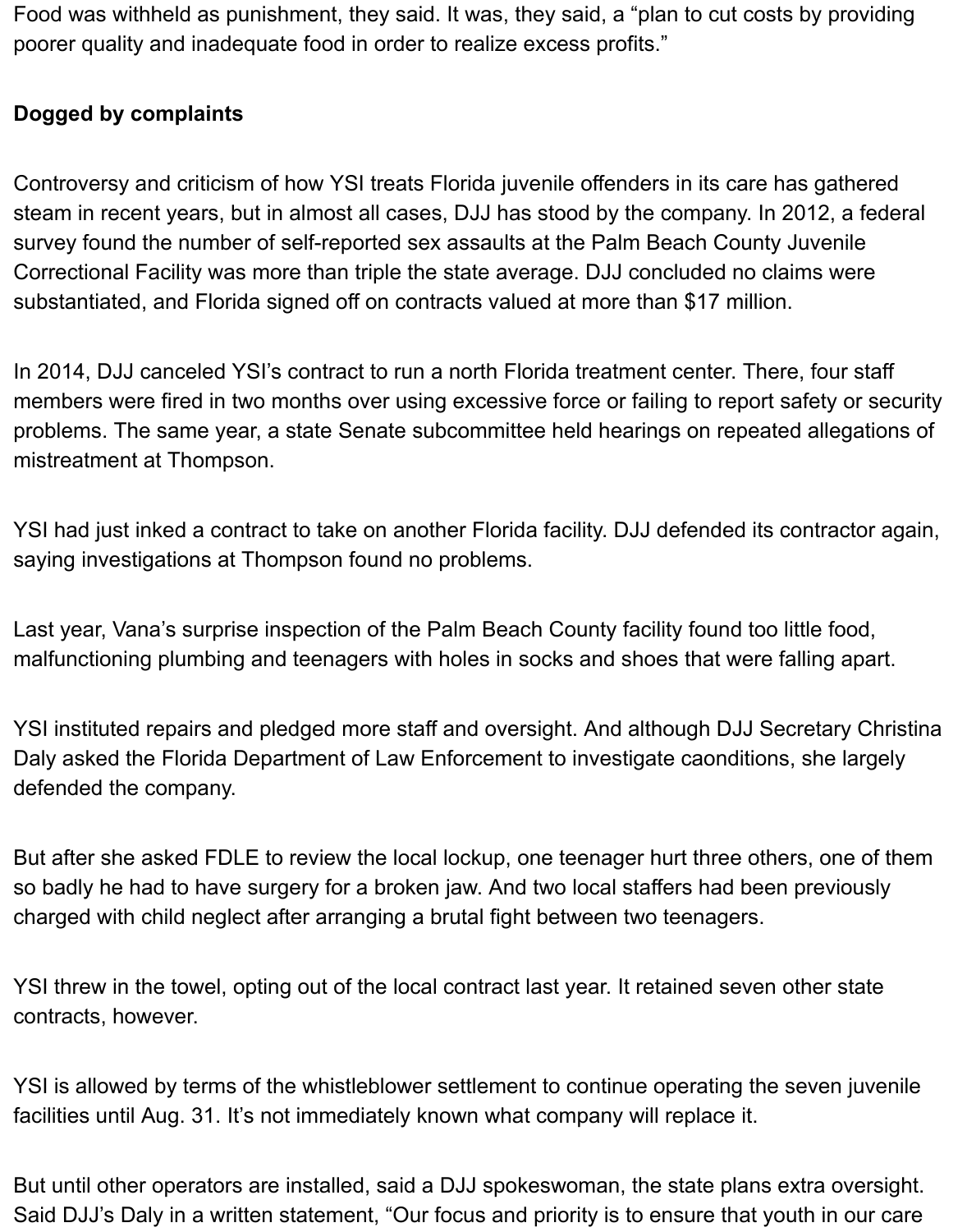Food was withheld as punishment, they said. It was, they said, a “plan to cut costs by providing poorer quality and inadequate food in order to realize excess profits.”

**Dogged by complaints**

Controversy and criticism of how YSI treats Florida juvenile offenders in its care has gathered steam in recent years, but in almost all cases, DJJ has stood by the company. In 2012, a federal survey found the number of self-reported sex assaults at the Palm Beach County Juvenile Correctional Facility was more than triple the state average. DJJ concluded no claims were substantiated, and Florida signed off on contracts valued at more than $17 million.

In 2014, DJJ canceled YSI’s contract to run a north Florida treatment center. There, four staff members were fired in two months over using excessive force or failing to report safety or security problems. The same year, a state Senate subcommittee held hearings on repeated allegations of mistreatment at Thompson.

YSI had just inked a contract to take on another Florida facility. DJJ defended its contractor again, saying investigations at Thompson found no problems.

Last year, Vana’s surprise inspection of the Palm Beach County facility found too little food, malfunctioning plumbing and teenagers with holes in socks and shoes that were falling apart.

YSI instituted repairs and pledged more staff and oversight. And although DJJ Secretary Christina Daly asked the Florida Department of Law Enforcement to investigate caonditions, she largely defended the company.

But after she asked FDLE to review the local lockup, one teenager hurt three others, one of them so badly he had to have surgery for a broken jaw. And two local staffers had been previously charged with child neglect after arranging a brutal fight between two teenagers.

YSI threw in the towel, opting out of the local contract last year. It retained seven other state contracts, however.

YSI is allowed by terms of the whistleblower settlement to continue operating the seven juvenile facilities until Aug. 31. It’s not immediately known what company will replace it.

But until other operators are installed, said a DJJ spokeswoman, the state plans extra oversight. Said DJJ’s Daly in a written statement, “Our focus and priority is to ensure that youth in our care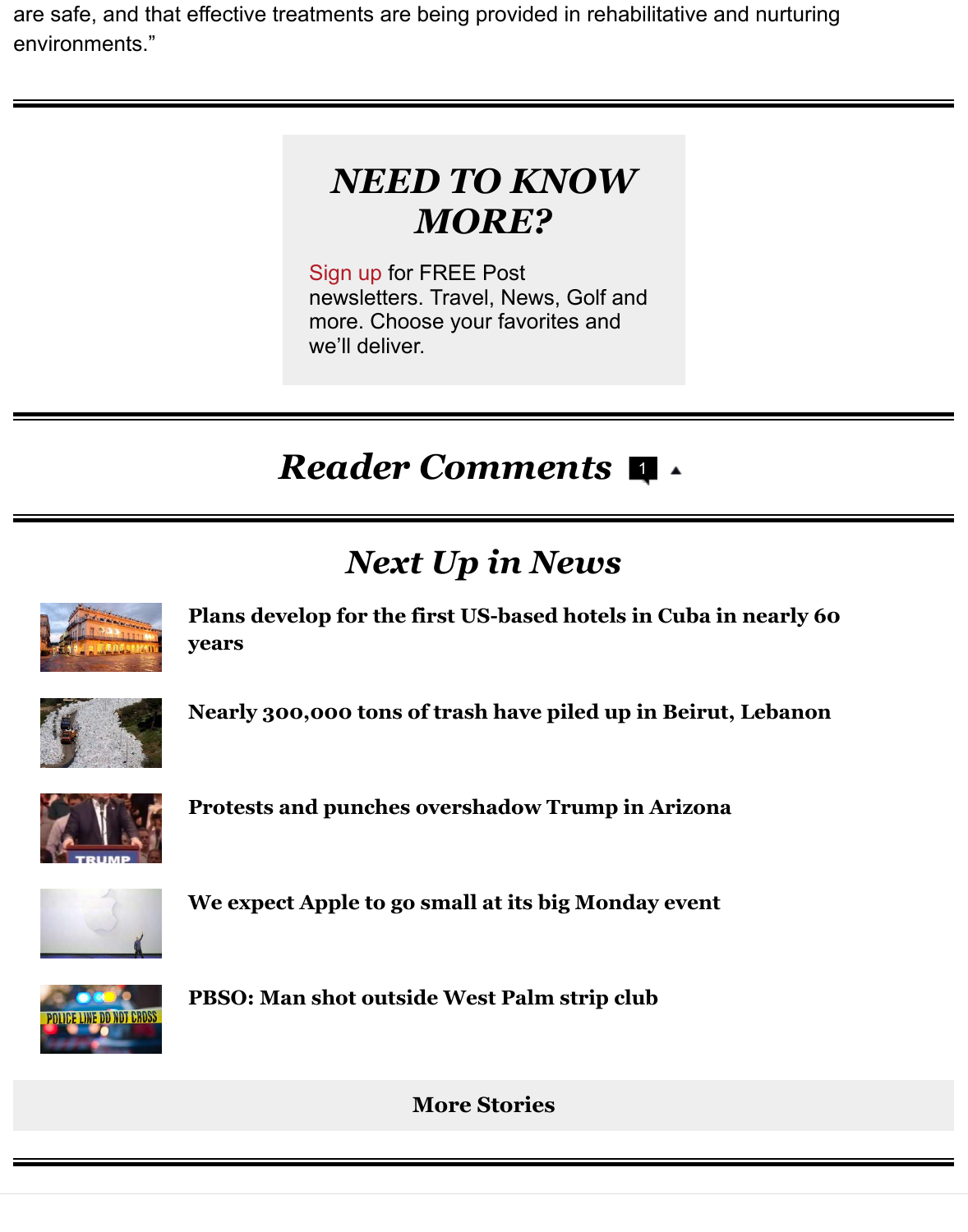are safe, and that effective treatments are being provided in rehabilitative and nurturing environments."

---

## *NEED TO KNOW MORE?*

Sign up for FREE Post newsletters. Travel, News, Golf and more. Choose your favorites and we'll deliver.

---

## *Reader Comments* 1

---

## *Next Up in News*

**Plans develop for the first US-based hotels in Cuba in nearly 60 years**

**Nearly 300,000 tons of trash have piled up in Beirut, Lebanon**

**Protests and punches overshadow Trump in Arizona**

**We expect Apple to go small at its big Monday event**

**PBSO: Man shot outside West Palm strip club**

**More Stories**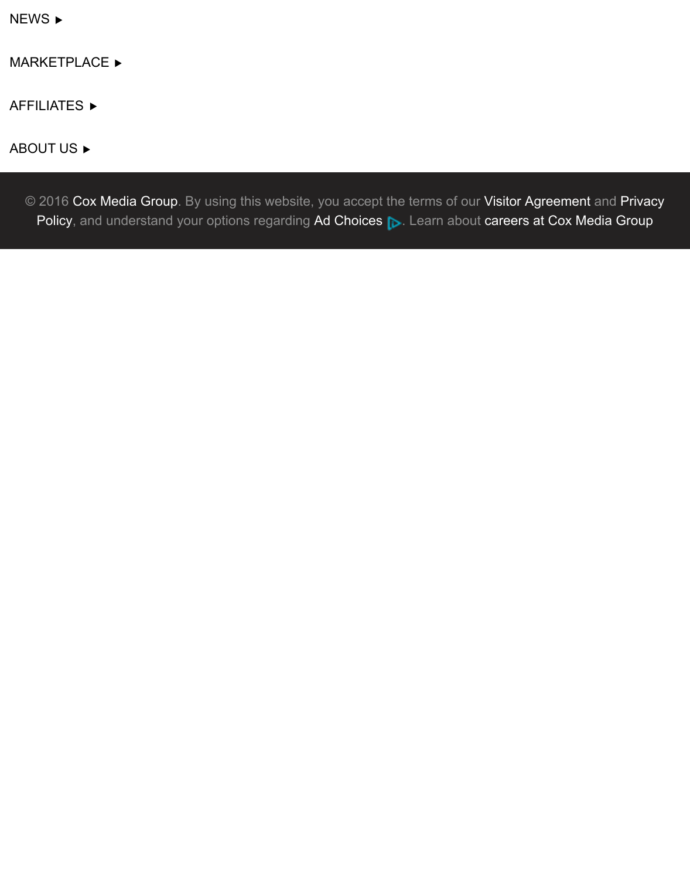NEWS ▶

MARKETPLACE ▶

AFFILIATES ▶

ABOUT US ▶

© 2016 Cox Media Group. By using this website, you accept the terms of our Visitor Agreement and Privacy Policy, and understand your options regarding Ad Choices. Learn about careers at Cox Media Group